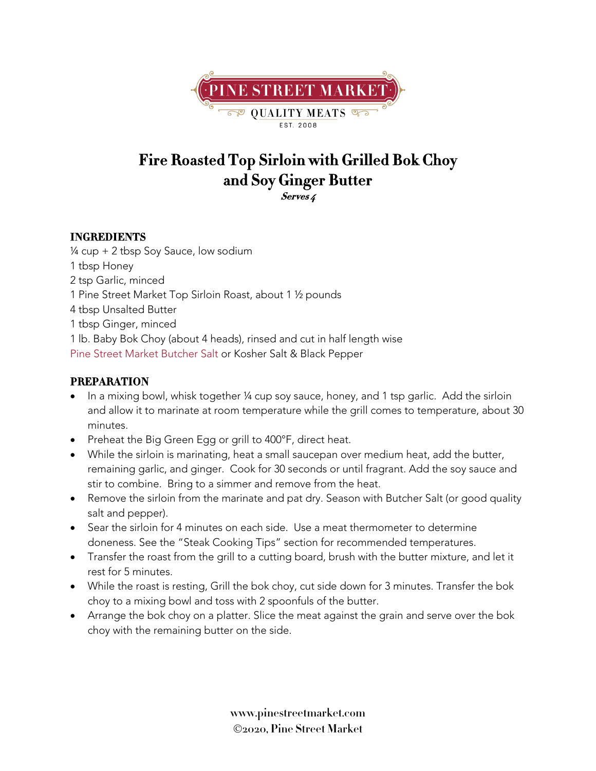PINE STREET MARKET
QUALITY MEATS
EST. 2008

# Fire Roasted Top Sirloin with Grilled Bok Choy and Soy Ginger Butter

***Serves 4***

## INGREDIENTS

¼ cup + 2 tbsp Soy Sauce, low sodium
1 tbsp Honey
2 tsp Garlic, minced
1 Pine Street Market Top Sirloin Roast, about 1 ½ pounds
4 tbsp Unsalted Butter
1 tbsp Ginger, minced
1 lb. Baby Bok Choy (about 4 heads), rinsed and cut in half length wise
Pine Street Market Butcher Salt or Kosher Salt & Black Pepper

## PREPARATION

- In a mixing bowl, whisk together ¼ cup soy sauce, honey, and 1 tsp garlic. Add the sirloin and allow it to marinate at room temperature while the grill comes to temperature, about 30 minutes.
- Preheat the Big Green Egg or grill to 400°F, direct heat.
- While the sirloin is marinating, heat a small saucepan over medium heat, add the butter, remaining garlic, and ginger. Cook for 30 seconds or until fragrant. Add the soy sauce and stir to combine. Bring to a simmer and remove from the heat.
- Remove the sirloin from the marinate and pat dry. Season with Butcher Salt (or good quality salt and pepper).
- Sear the sirloin for 4 minutes on each side. Use a meat thermometer to determine doneness. See the "Steak Cooking Tips" section for recommended temperatures.
- Transfer the roast from the grill to a cutting board, brush with the butter mixture, and let it rest for 5 minutes.
- While the roast is resting, Grill the bok choy, cut side down for 3 minutes. Transfer the bok choy to a mixing bowl and toss with 2 spoonfuls of the butter.
- Arrange the bok choy on a platter. Slice the meat against the grain and serve over the bok choy with the remaining butter on the side.

www.pinestreetmarket.com
©2020, Pine Street Market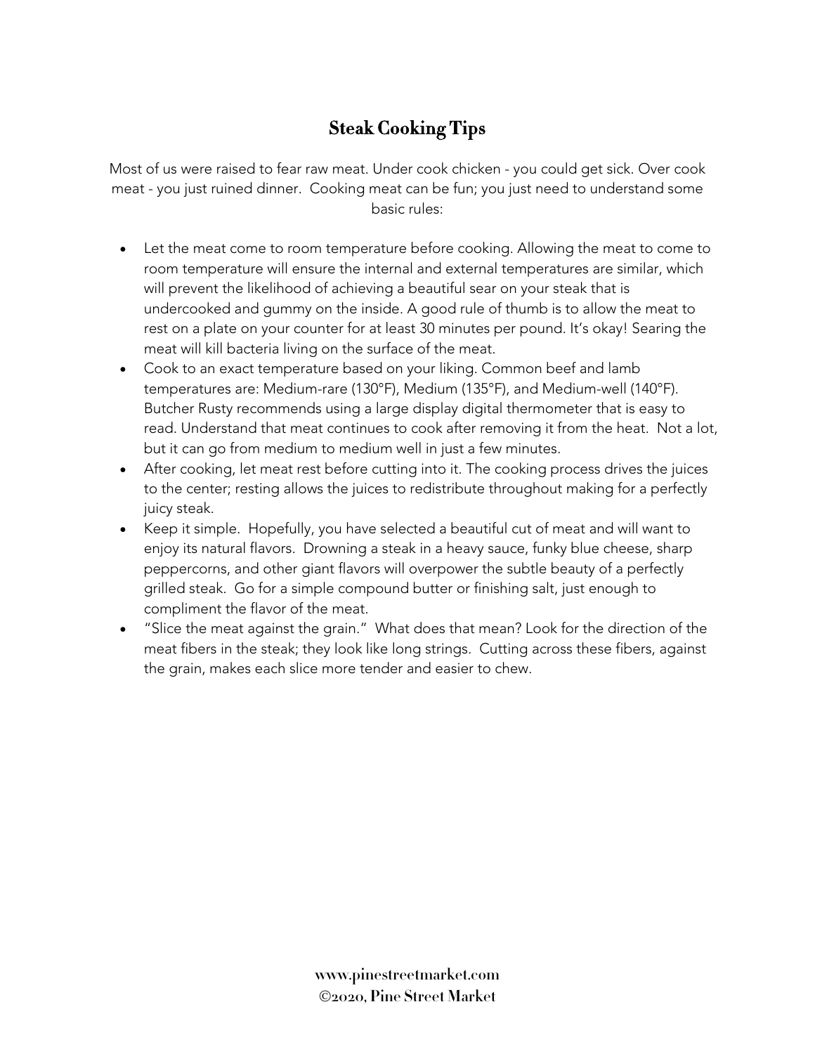## Steak Cooking Tips

Most of us were raised to fear raw meat. Under cook chicken - you could get sick. Over cook meat - you just ruined dinner. Cooking meat can be fun; you just need to understand some basic rules:

- Let the meat come to room temperature before cooking. Allowing the meat to come to room temperature will ensure the internal and external temperatures are similar, which will prevent the likelihood of achieving a beautiful sear on your steak that is undercooked and gummy on the inside. A good rule of thumb is to allow the meat to rest on a plate on your counter for at least 30 minutes per pound. It's okay! Searing the meat will kill bacteria living on the surface of the meat.
- Cook to an exact temperature based on your liking. Common beef and lamb temperatures are: Medium-rare (130°F), Medium (135°F), and Medium-well (140°F). Butcher Rusty recommends using a large display digital thermometer that is easy to read. Understand that meat continues to cook after removing it from the heat. Not a lot, but it can go from medium to medium well in just a few minutes.
- After cooking, let meat rest before cutting into it. The cooking process drives the juices to the center; resting allows the juices to redistribute throughout making for a perfectly juicy steak.
- Keep it simple. Hopefully, you have selected a beautiful cut of meat and will want to enjoy its natural flavors. Drowning a steak in a heavy sauce, funky blue cheese, sharp peppercorns, and other giant flavors will overpower the subtle beauty of a perfectly grilled steak. Go for a simple compound butter or finishing salt, just enough to compliment the flavor of the meat.
- "Slice the meat against the grain." What does that mean? Look for the direction of the meat fibers in the steak; they look like long strings. Cutting across these fibers, against the grain, makes each slice more tender and easier to chew.

**www.pinestreetmarket.com**
**©2020, Pine Street Market**